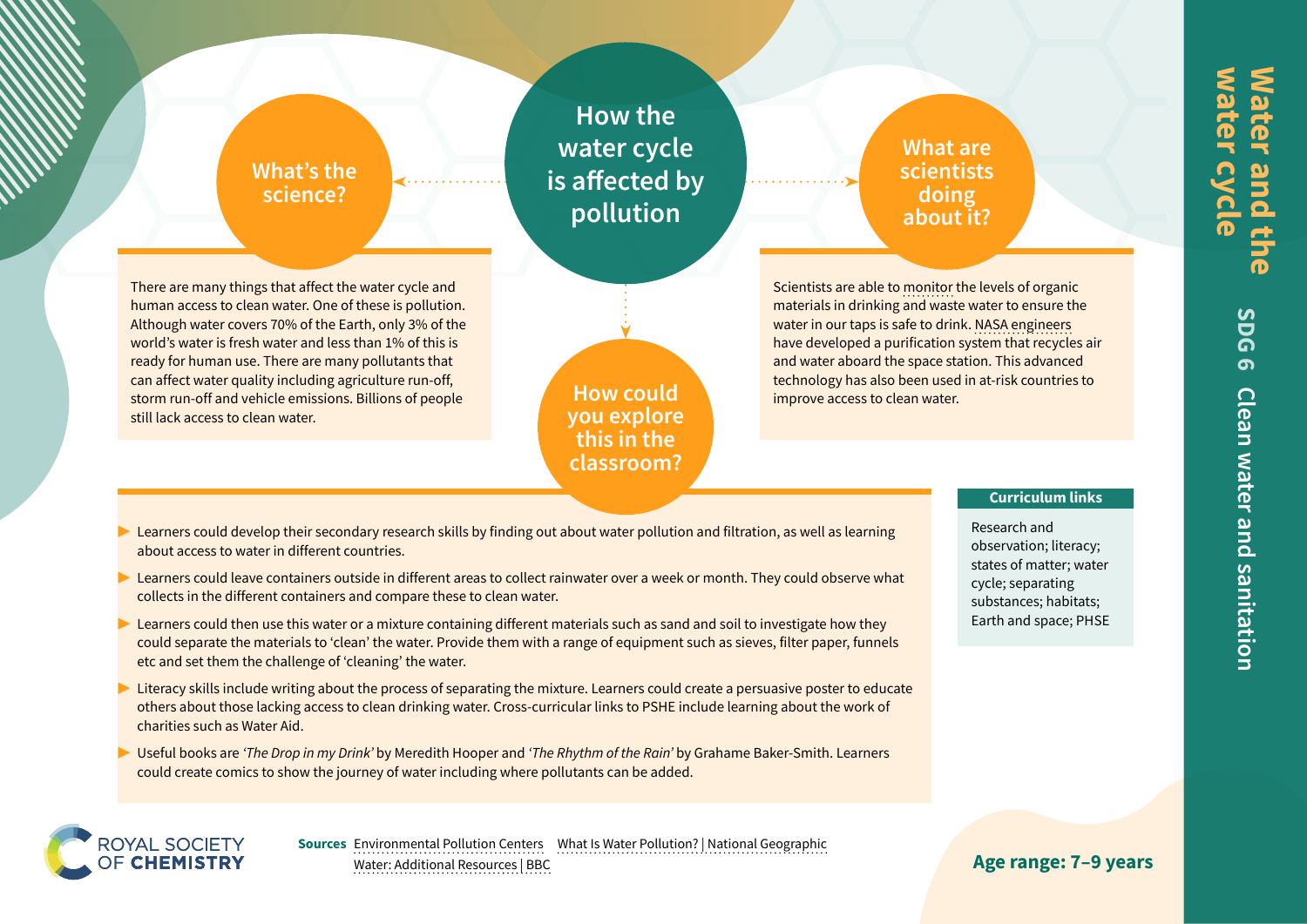# Water and the water cycle

## SDG 6 Clean water and sanitation

# How the water cycle is affected by pollution

## What's the science?

There are many things that affect the water cycle and human access to clean water. One of these is pollution. Although water covers 70% of the Earth, only 3% of the world's water is fresh water and less than 1% of this is ready for human use. There are many pollutants that can affect water quality including agriculture run-off, storm run-off and vehicle emissions. Billions of people still lack access to clean water.

## What are scientists doing about it?

Scientists are able to monitor the levels of organic materials in drinking and waste water to ensure the water in our taps is safe to drink. NASA engineers have developed a purification system that recycles air and water aboard the space station. This advanced technology has also been used in at-risk countries to improve access to clean water.

## How could you explore this in the classroom?

- Learners could develop their secondary research skills by finding out about water pollution and filtration, as well as learning about access to water in different countries.
- Learners could leave containers outside in different areas to collect rainwater over a week or month. They could observe what collects in the different containers and compare these to clean water.
- Learners could then use this water or a mixture containing different materials such as sand and soil to investigate how they could separate the materials to 'clean' the water. Provide them with a range of equipment such as sieves, filter paper, funnels etc and set them the challenge of 'cleaning' the water.
- Literacy skills include writing about the process of separating the mixture. Learners could create a persuasive poster to educate others about those lacking access to clean drinking water. Cross-curricular links to PSHE include learning about the work of charities such as Water Aid.
- Useful books are *'The Drop in my Drink'* by Meredith Hooper and *'The Rhythm of the Rain'* by Grahame Baker-Smith. Learners could create comics to show the journey of water including where pollutants can be added.

### Curriculum links

Research and observation; literacy; states of matter; water cycle; separating substances; habitats; Earth and space; PHSE

ROYAL SOCIETY OF CHEMISTRY

**Sources** Environmental Pollution Centers   What Is Water Pollution? | National Geographic   Water: Additional Resources | BBC

**Age range: 7–9 years**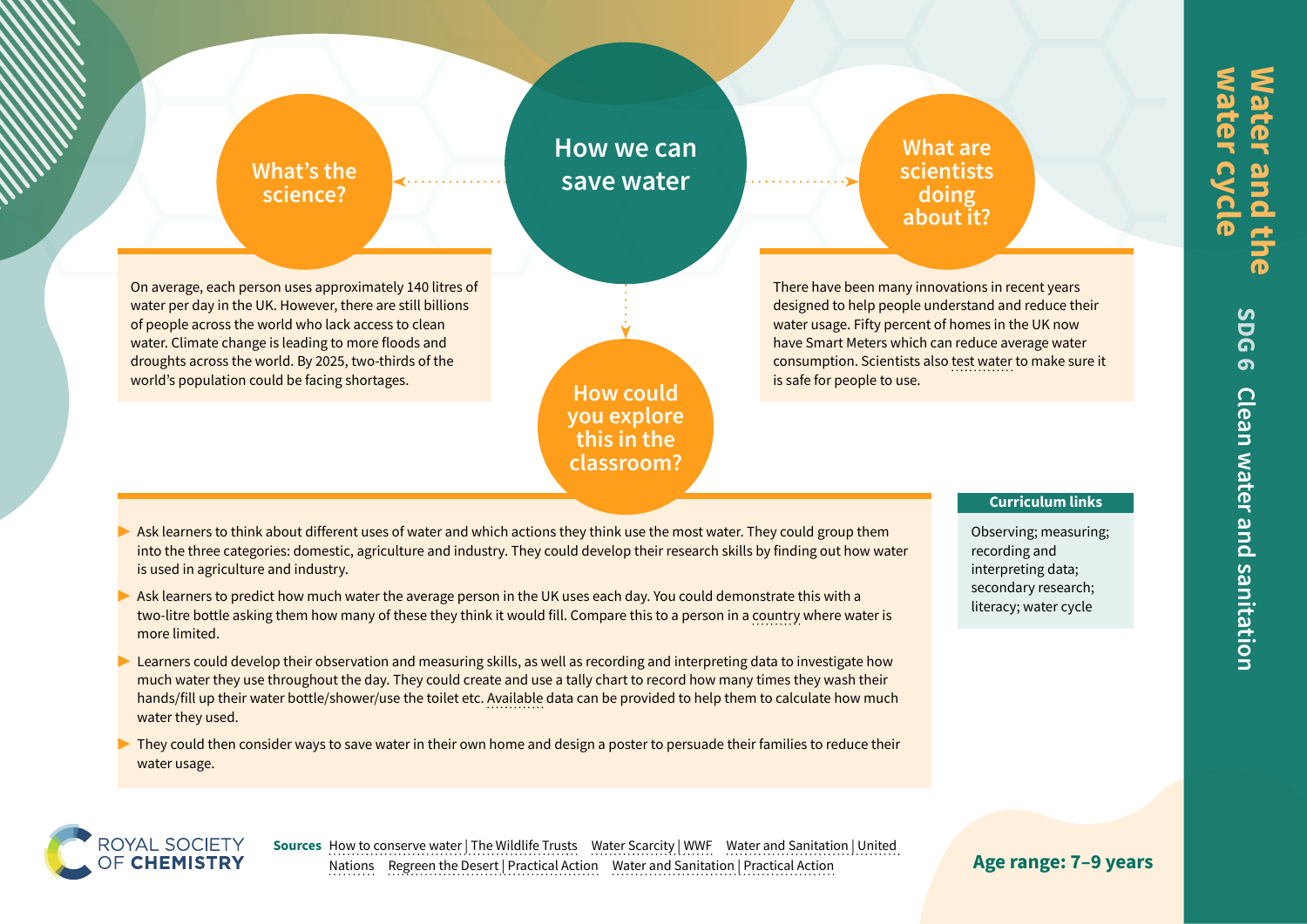# Water and the water cycle

## SDG 6 Clean water and sanitation

## How we can save water

### What's the science?

On average, each person uses approximately 140 litres of water per day in the UK. However, there are still billions of people across the world who lack access to clean water. Climate change is leading to more floods and droughts across the world. By 2025, two-thirds of the world's population could be facing shortages.

### What are scientists doing about it?

There have been many innovations in recent years designed to help people understand and reduce their water usage. Fifty percent of homes in the UK now have Smart Meters which can reduce average water consumption. Scientists also test water to make sure it is safe for people to use.

### How could you explore this in the classroom?

- Ask learners to think about different uses of water and which actions they think use the most water. They could group them into the three categories: domestic, agriculture and industry. They could develop their research skills by finding out how water is used in agriculture and industry.
- Ask learners to predict how much water the average person in the UK uses each day. You could demonstrate this with a two-litre bottle asking them how many of these they think it would fill. Compare this to a person in a country where water is more limited.
- Learners could develop their observation and measuring skills, as well as recording and interpreting data to investigate how much water they use throughout the day. They could create and use a tally chart to record how many times they wash their hands/fill up their water bottle/shower/use the toilet etc. Available data can be provided to help them to calculate how much water they used.
- They could then consider ways to save water in their own home and design a poster to persuade their families to reduce their water usage.

### Curriculum links

Observing; measuring; recording and interpreting data; secondary research; literacy; water cycle

**Sources** How to conserve water | The Wildlife Trusts  Water Scarcity | WWF  Water and Sanitation | United Nations  Regreen the Desert | Practical Action  Water and Sanitation | Practical Action

ROYAL SOCIETY OF CHEMISTRY

**Age range: 7–9 years**